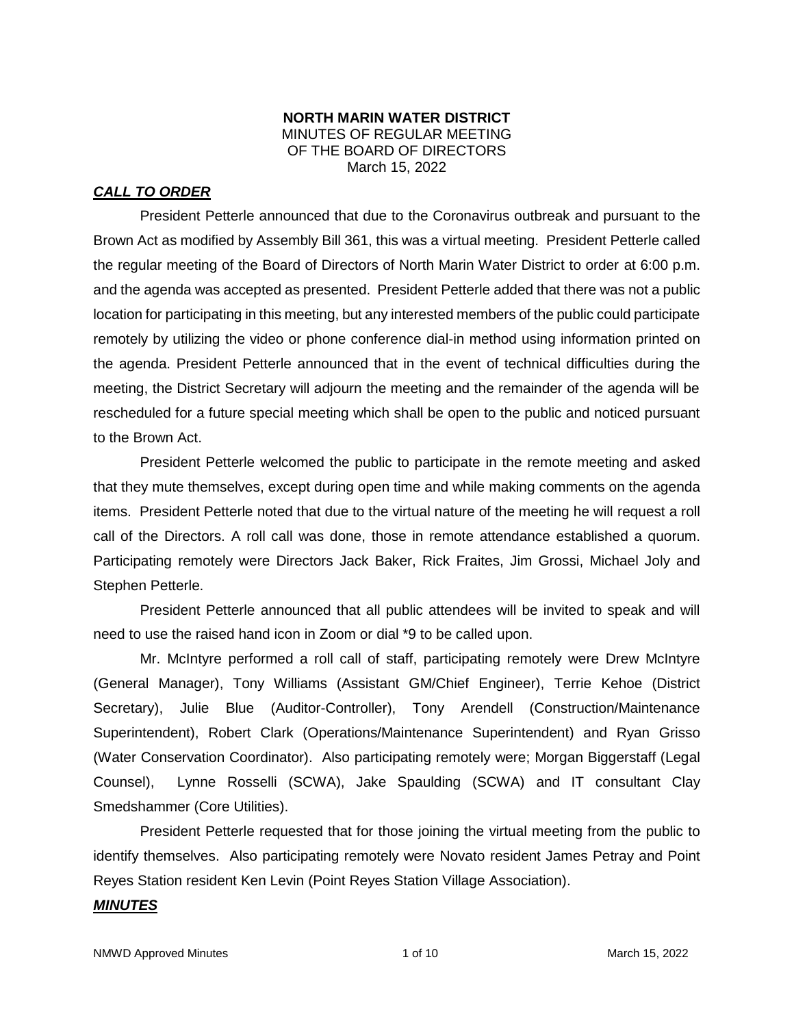**NORTH MARIN WATER DISTRICT**
MINUTES OF REGULAR MEETING
OF THE BOARD OF DIRECTORS
March 15, 2022

***CALL TO ORDER***

President Petterle announced that due to the Coronavirus outbreak and pursuant to the Brown Act as modified by Assembly Bill 361, this was a virtual meeting. President Petterle called the regular meeting of the Board of Directors of North Marin Water District to order at 6:00 p.m. and the agenda was accepted as presented. President Petterle added that there was not a public location for participating in this meeting, but any interested members of the public could participate remotely by utilizing the video or phone conference dial-in method using information printed on the agenda. President Petterle announced that in the event of technical difficulties during the meeting, the District Secretary will adjourn the meeting and the remainder of the agenda will be rescheduled for a future special meeting which shall be open to the public and noticed pursuant to the Brown Act.

President Petterle welcomed the public to participate in the remote meeting and asked that they mute themselves, except during open time and while making comments on the agenda items. President Petterle noted that due to the virtual nature of the meeting he will request a roll call of the Directors. A roll call was done, those in remote attendance established a quorum. Participating remotely were Directors Jack Baker, Rick Fraites, Jim Grossi, Michael Joly and Stephen Petterle.

President Petterle announced that all public attendees will be invited to speak and will need to use the raised hand icon in Zoom or dial *9 to be called upon.

Mr. McIntyre performed a roll call of staff, participating remotely were Drew McIntyre (General Manager), Tony Williams (Assistant GM/Chief Engineer), Terrie Kehoe (District Secretary), Julie Blue (Auditor-Controller), Tony Arendell (Construction/Maintenance Superintendent), Robert Clark (Operations/Maintenance Superintendent) and Ryan Grisso (Water Conservation Coordinator). Also participating remotely were; Morgan Biggerstaff (Legal Counsel), Lynne Rosselli (SCWA), Jake Spaulding (SCWA) and IT consultant Clay Smedshammer (Core Utilities).

President Petterle requested that for those joining the virtual meeting from the public to identify themselves. Also participating remotely were Novato resident James Petray and Point Reyes Station resident Ken Levin (Point Reyes Station Village Association).

***MINUTES***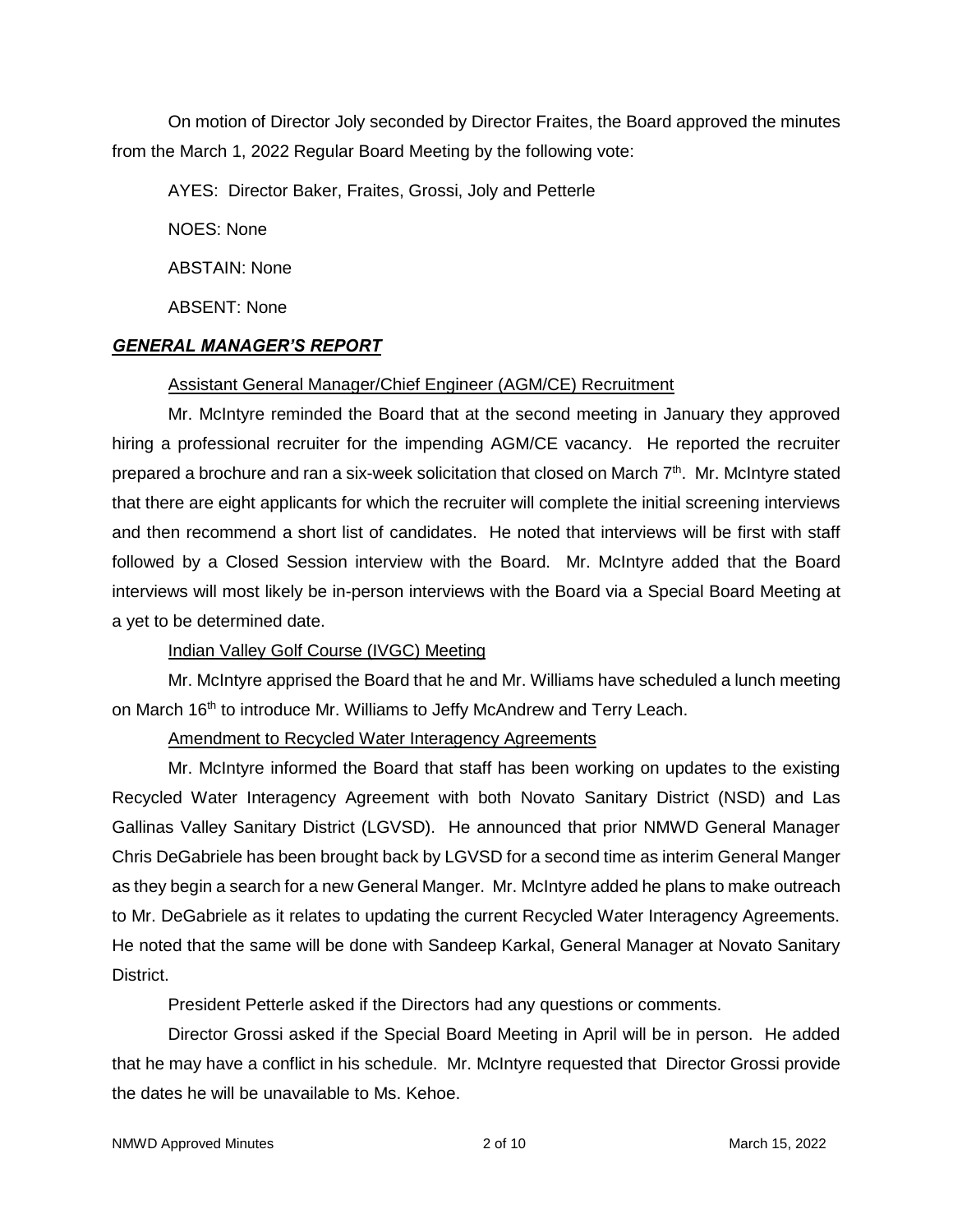On motion of Director Joly seconded by Director Fraites, the Board approved the minutes from the March 1, 2022 Regular Board Meeting by the following vote:

AYES: Director Baker, Fraites, Grossi, Joly and Petterle

NOES: None

ABSTAIN: None

ABSENT: None

## ***GENERAL MANAGER'S REPORT***

Assistant General Manager/Chief Engineer (AGM/CE) Recruitment

Mr. McIntyre reminded the Board that at the second meeting in January they approved hiring a professional recruiter for the impending AGM/CE vacancy. He reported the recruiter prepared a brochure and ran a six-week solicitation that closed on March 7th. Mr. McIntyre stated that there are eight applicants for which the recruiter will complete the initial screening interviews and then recommend a short list of candidates. He noted that interviews will be first with staff followed by a Closed Session interview with the Board. Mr. McIntyre added that the Board interviews will most likely be in-person interviews with the Board via a Special Board Meeting at a yet to be determined date.

Indian Valley Golf Course (IVGC) Meeting

Mr. McIntyre apprised the Board that he and Mr. Williams have scheduled a lunch meeting on March 16th to introduce Mr. Williams to Jeffy McAndrew and Terry Leach.

Amendment to Recycled Water Interagency Agreements

Mr. McIntyre informed the Board that staff has been working on updates to the existing Recycled Water Interagency Agreement with both Novato Sanitary District (NSD) and Las Gallinas Valley Sanitary District (LGVSD). He announced that prior NMWD General Manager Chris DeGabriele has been brought back by LGVSD for a second time as interim General Manger as they begin a search for a new General Manger. Mr. McIntyre added he plans to make outreach to Mr. DeGabriele as it relates to updating the current Recycled Water Interagency Agreements. He noted that the same will be done with Sandeep Karkal, General Manager at Novato Sanitary District.

President Petterle asked if the Directors had any questions or comments.

Director Grossi asked if the Special Board Meeting in April will be in person. He added that he may have a conflict in his schedule. Mr. McIntyre requested that Director Grossi provide the dates he will be unavailable to Ms. Kehoe.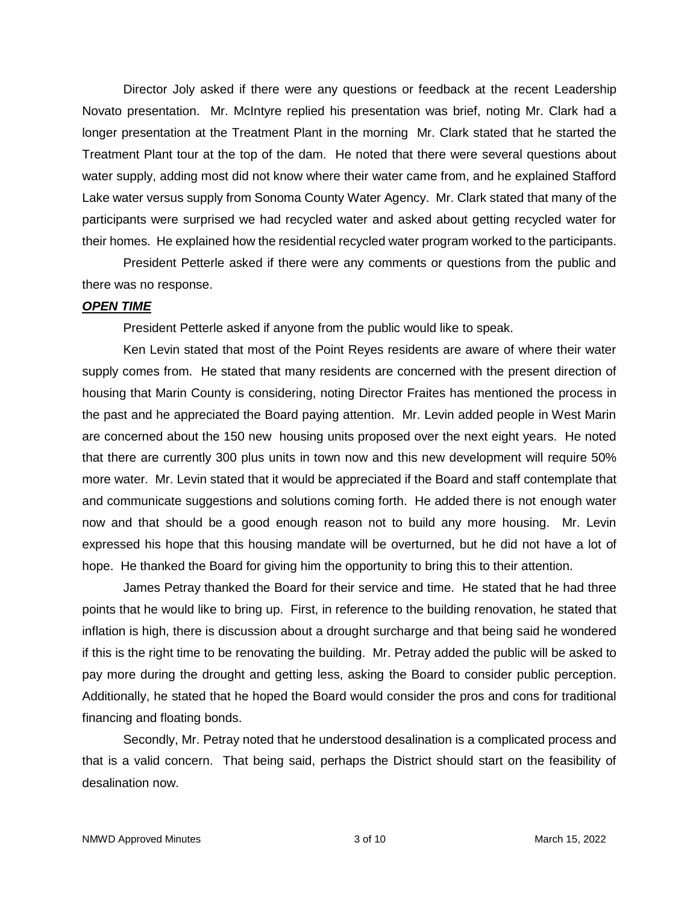Director Joly asked if there were any questions or feedback at the recent Leadership Novato presentation. Mr. McIntyre replied his presentation was brief, noting Mr. Clark had a longer presentation at the Treatment Plant in the morning Mr. Clark stated that he started the Treatment Plant tour at the top of the dam. He noted that there were several questions about water supply, adding most did not know where their water came from, and he explained Stafford Lake water versus supply from Sonoma County Water Agency. Mr. Clark stated that many of the participants were surprised we had recycled water and asked about getting recycled water for their homes. He explained how the residential recycled water program worked to the participants.

President Petterle asked if there were any comments or questions from the public and there was no response.

***OPEN TIME***

President Petterle asked if anyone from the public would like to speak.

Ken Levin stated that most of the Point Reyes residents are aware of where their water supply comes from. He stated that many residents are concerned with the present direction of housing that Marin County is considering, noting Director Fraites has mentioned the process in the past and he appreciated the Board paying attention. Mr. Levin added people in West Marin are concerned about the 150 new housing units proposed over the next eight years. He noted that there are currently 300 plus units in town now and this new development will require 50% more water. Mr. Levin stated that it would be appreciated if the Board and staff contemplate that and communicate suggestions and solutions coming forth. He added there is not enough water now and that should be a good enough reason not to build any more housing. Mr. Levin expressed his hope that this housing mandate will be overturned, but he did not have a lot of hope. He thanked the Board for giving him the opportunity to bring this to their attention.

James Petray thanked the Board for their service and time. He stated that he had three points that he would like to bring up. First, in reference to the building renovation, he stated that inflation is high, there is discussion about a drought surcharge and that being said he wondered if this is the right time to be renovating the building. Mr. Petray added the public will be asked to pay more during the drought and getting less, asking the Board to consider public perception. Additionally, he stated that he hoped the Board would consider the pros and cons for traditional financing and floating bonds.

Secondly, Mr. Petray noted that he understood desalination is a complicated process and that is a valid concern. That being said, perhaps the District should start on the feasibility of desalination now.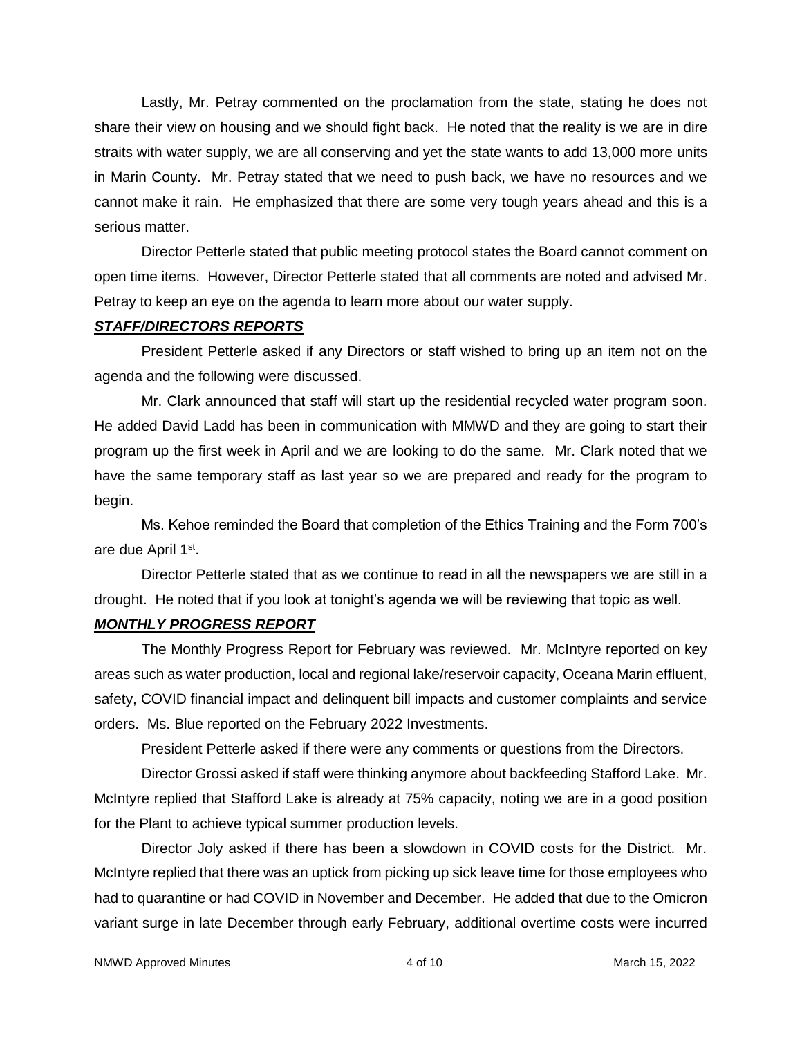Lastly, Mr. Petray commented on the proclamation from the state, stating he does not share their view on housing and we should fight back. He noted that the reality is we are in dire straits with water supply, we are all conserving and yet the state wants to add 13,000 more units in Marin County. Mr. Petray stated that we need to push back, we have no resources and we cannot make it rain. He emphasized that there are some very tough years ahead and this is a serious matter.

Director Petterle stated that public meeting protocol states the Board cannot comment on open time items. However, Director Petterle stated that all comments are noted and advised Mr. Petray to keep an eye on the agenda to learn more about our water supply.

***STAFF/DIRECTORS REPORTS***

President Petterle asked if any Directors or staff wished to bring up an item not on the agenda and the following were discussed.

Mr. Clark announced that staff will start up the residential recycled water program soon. He added David Ladd has been in communication with MMWD and they are going to start their program up the first week in April and we are looking to do the same. Mr. Clark noted that we have the same temporary staff as last year so we are prepared and ready for the program to begin.

Ms. Kehoe reminded the Board that completion of the Ethics Training and the Form 700's are due April 1st.

Director Petterle stated that as we continue to read in all the newspapers we are still in a drought. He noted that if you look at tonight's agenda we will be reviewing that topic as well.

***MONTHLY PROGRESS REPORT***

The Monthly Progress Report for February was reviewed. Mr. McIntyre reported on key areas such as water production, local and regional lake/reservoir capacity, Oceana Marin effluent, safety, COVID financial impact and delinquent bill impacts and customer complaints and service orders. Ms. Blue reported on the February 2022 Investments.

President Petterle asked if there were any comments or questions from the Directors.

Director Grossi asked if staff were thinking anymore about backfeeding Stafford Lake. Mr. McIntyre replied that Stafford Lake is already at 75% capacity, noting we are in a good position for the Plant to achieve typical summer production levels.

Director Joly asked if there has been a slowdown in COVID costs for the District. Mr. McIntyre replied that there was an uptick from picking up sick leave time for those employees who had to quarantine or had COVID in November and December. He added that due to the Omicron variant surge in late December through early February, additional overtime costs were incurred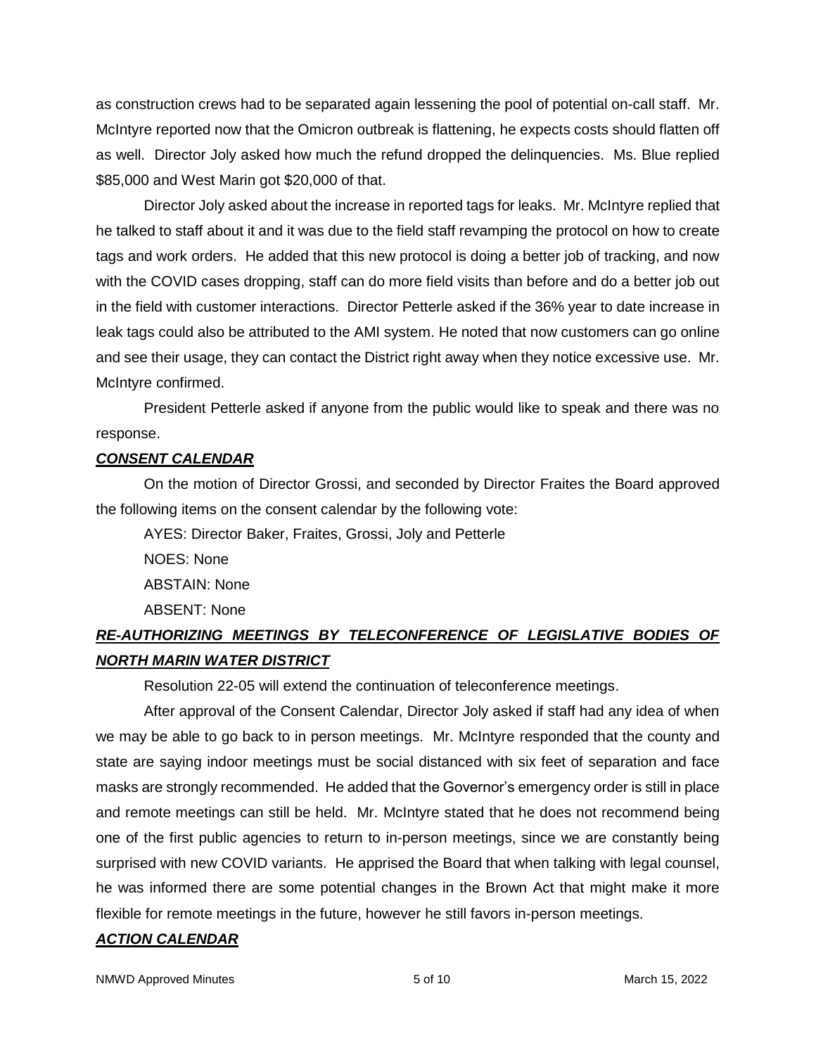as construction crews had to be separated again lessening the pool of potential on-call staff. Mr. McIntyre reported now that the Omicron outbreak is flattening, he expects costs should flatten off as well. Director Joly asked how much the refund dropped the delinquencies. Ms. Blue replied $85,000 and West Marin got $20,000 of that.

Director Joly asked about the increase in reported tags for leaks. Mr. McIntyre replied that he talked to staff about it and it was due to the field staff revamping the protocol on how to create tags and work orders. He added that this new protocol is doing a better job of tracking, and now with the COVID cases dropping, staff can do more field visits than before and do a better job out in the field with customer interactions. Director Petterle asked if the 36% year to date increase in leak tags could also be attributed to the AMI system. He noted that now customers can go online and see their usage, they can contact the District right away when they notice excessive use. Mr. McIntyre confirmed.

President Petterle asked if anyone from the public would like to speak and there was no response.

***CONSENT CALENDAR***

On the motion of Director Grossi, and seconded by Director Fraites the Board approved the following items on the consent calendar by the following vote:

AYES: Director Baker, Fraites, Grossi, Joly and Petterle

NOES: None

ABSTAIN: None

ABSENT: None

***RE-AUTHORIZING MEETINGS BY TELECONFERENCE OF LEGISLATIVE BODIES OF NORTH MARIN WATER DISTRICT***

Resolution 22-05 will extend the continuation of teleconference meetings.

After approval of the Consent Calendar, Director Joly asked if staff had any idea of when we may be able to go back to in person meetings. Mr. McIntyre responded that the county and state are saying indoor meetings must be social distanced with six feet of separation and face masks are strongly recommended. He added that the Governor's emergency order is still in place and remote meetings can still be held. Mr. McIntyre stated that he does not recommend being one of the first public agencies to return to in-person meetings, since we are constantly being surprised with new COVID variants. He apprised the Board that when talking with legal counsel, he was informed there are some potential changes in the Brown Act that might make it more flexible for remote meetings in the future, however he still favors in-person meetings.

***ACTION CALENDAR***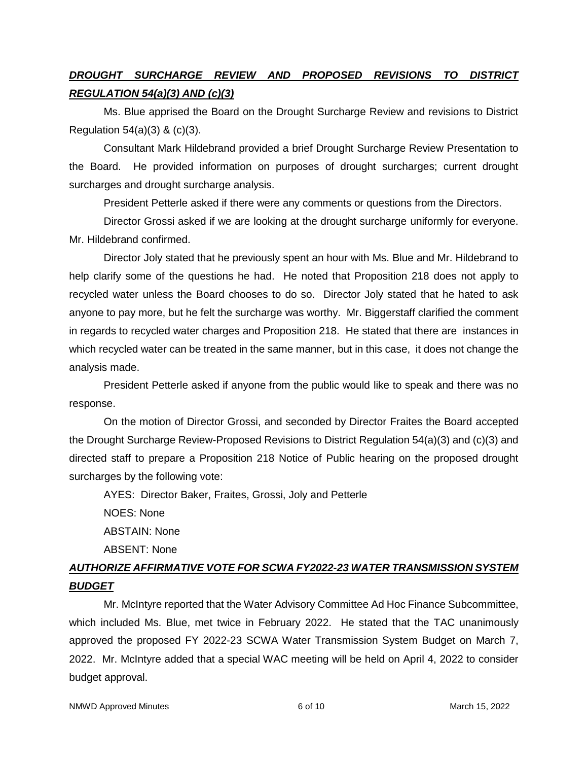***DROUGHT SURCHARGE REVIEW AND PROPOSED REVISIONS TO DISTRICT REGULATION 54(a)(3) AND (c)(3)***

Ms. Blue apprised the Board on the Drought Surcharge Review and revisions to District Regulation 54(a)(3) & (c)(3).

Consultant Mark Hildebrand provided a brief Drought Surcharge Review Presentation to the Board. He provided information on purposes of drought surcharges; current drought surcharges and drought surcharge analysis.

President Petterle asked if there were any comments or questions from the Directors.

Director Grossi asked if we are looking at the drought surcharge uniformly for everyone. Mr. Hildebrand confirmed.

Director Joly stated that he previously spent an hour with Ms. Blue and Mr. Hildebrand to help clarify some of the questions he had. He noted that Proposition 218 does not apply to recycled water unless the Board chooses to do so. Director Joly stated that he hated to ask anyone to pay more, but he felt the surcharge was worthy. Mr. Biggerstaff clarified the comment in regards to recycled water charges and Proposition 218. He stated that there are instances in which recycled water can be treated in the same manner, but in this case, it does not change the analysis made.

President Petterle asked if anyone from the public would like to speak and there was no response.

On the motion of Director Grossi, and seconded by Director Fraites the Board accepted the Drought Surcharge Review-Proposed Revisions to District Regulation 54(a)(3) and (c)(3) and directed staff to prepare a Proposition 218 Notice of Public hearing on the proposed drought surcharges by the following vote:

AYES: Director Baker, Fraites, Grossi, Joly and Petterle

NOES: None

ABSTAIN: None

ABSENT: None

***AUTHORIZE AFFIRMATIVE VOTE FOR SCWA FY2022-23 WATER TRANSMISSION SYSTEM BUDGET***

Mr. McIntyre reported that the Water Advisory Committee Ad Hoc Finance Subcommittee, which included Ms. Blue, met twice in February 2022. He stated that the TAC unanimously approved the proposed FY 2022-23 SCWA Water Transmission System Budget on March 7, 2022. Mr. McIntyre added that a special WAC meeting will be held on April 4, 2022 to consider budget approval.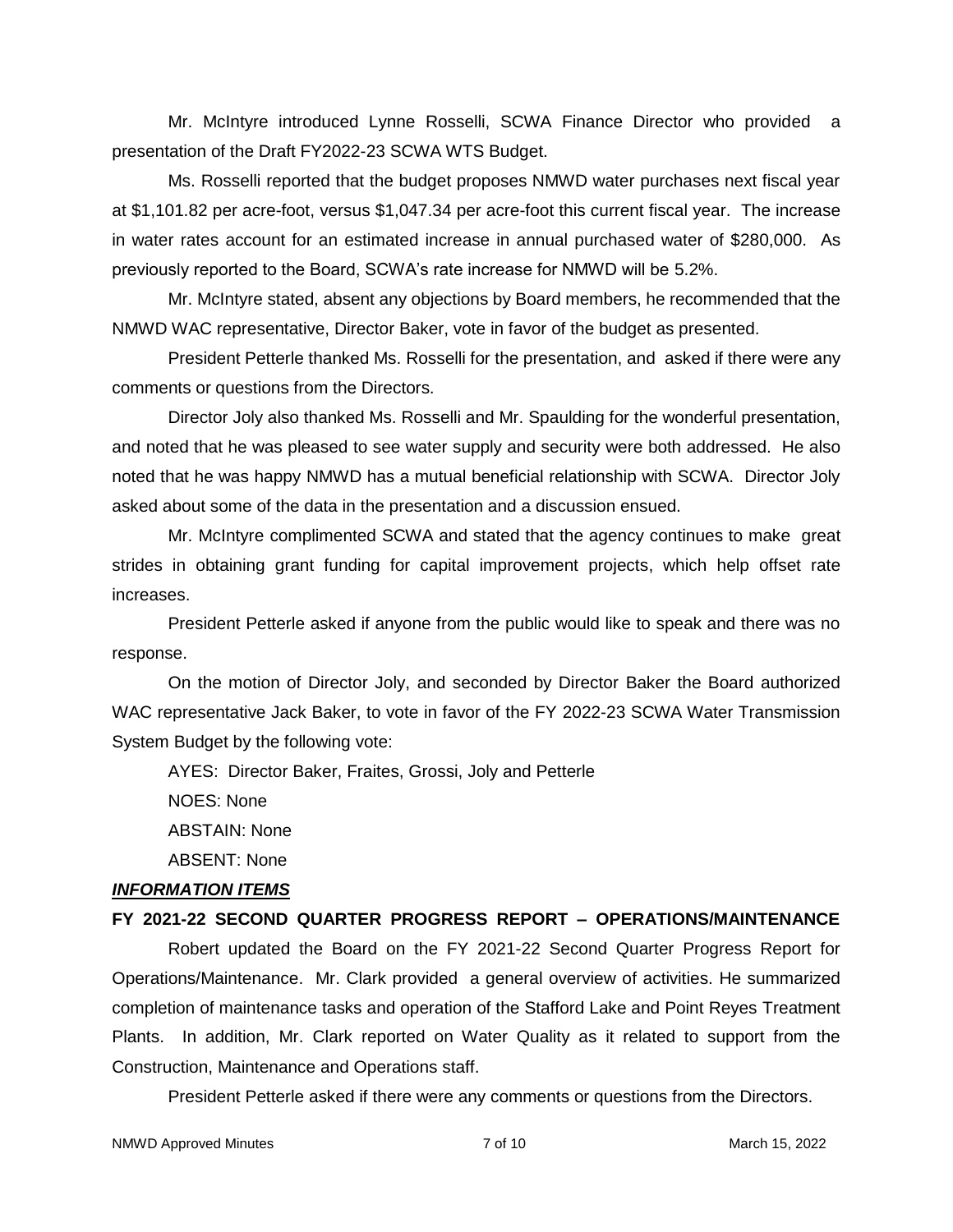Mr. McIntyre introduced Lynne Rosselli, SCWA Finance Director who provided a presentation of the Draft FY2022-23 SCWA WTS Budget.

Ms. Rosselli reported that the budget proposes NMWD water purchases next fiscal year at $1,101.82 per acre-foot, versus $1,047.34 per acre-foot this current fiscal year. The increase in water rates account for an estimated increase in annual purchased water of $280,000. As previously reported to the Board, SCWA's rate increase for NMWD will be 5.2%.

Mr. McIntyre stated, absent any objections by Board members, he recommended that the NMWD WAC representative, Director Baker, vote in favor of the budget as presented.

President Petterle thanked Ms. Rosselli for the presentation, and asked if there were any comments or questions from the Directors.

Director Joly also thanked Ms. Rosselli and Mr. Spaulding for the wonderful presentation, and noted that he was pleased to see water supply and security were both addressed. He also noted that he was happy NMWD has a mutual beneficial relationship with SCWA. Director Joly asked about some of the data in the presentation and a discussion ensued.

Mr. McIntyre complimented SCWA and stated that the agency continues to make great strides in obtaining grant funding for capital improvement projects, which help offset rate increases.

President Petterle asked if anyone from the public would like to speak and there was no response.

On the motion of Director Joly, and seconded by Director Baker the Board authorized WAC representative Jack Baker, to vote in favor of the FY 2022-23 SCWA Water Transmission System Budget by the following vote:

AYES: Director Baker, Fraites, Grossi, Joly and Petterle

NOES: None

ABSTAIN: None

ABSENT: None

***INFORMATION ITEMS***

**FY 2021-22 SECOND QUARTER PROGRESS REPORT – OPERATIONS/MAINTENANCE**

Robert updated the Board on the FY 2021-22 Second Quarter Progress Report for Operations/Maintenance. Mr. Clark provided a general overview of activities. He summarized completion of maintenance tasks and operation of the Stafford Lake and Point Reyes Treatment Plants. In addition, Mr. Clark reported on Water Quality as it related to support from the Construction, Maintenance and Operations staff.

President Petterle asked if there were any comments or questions from the Directors.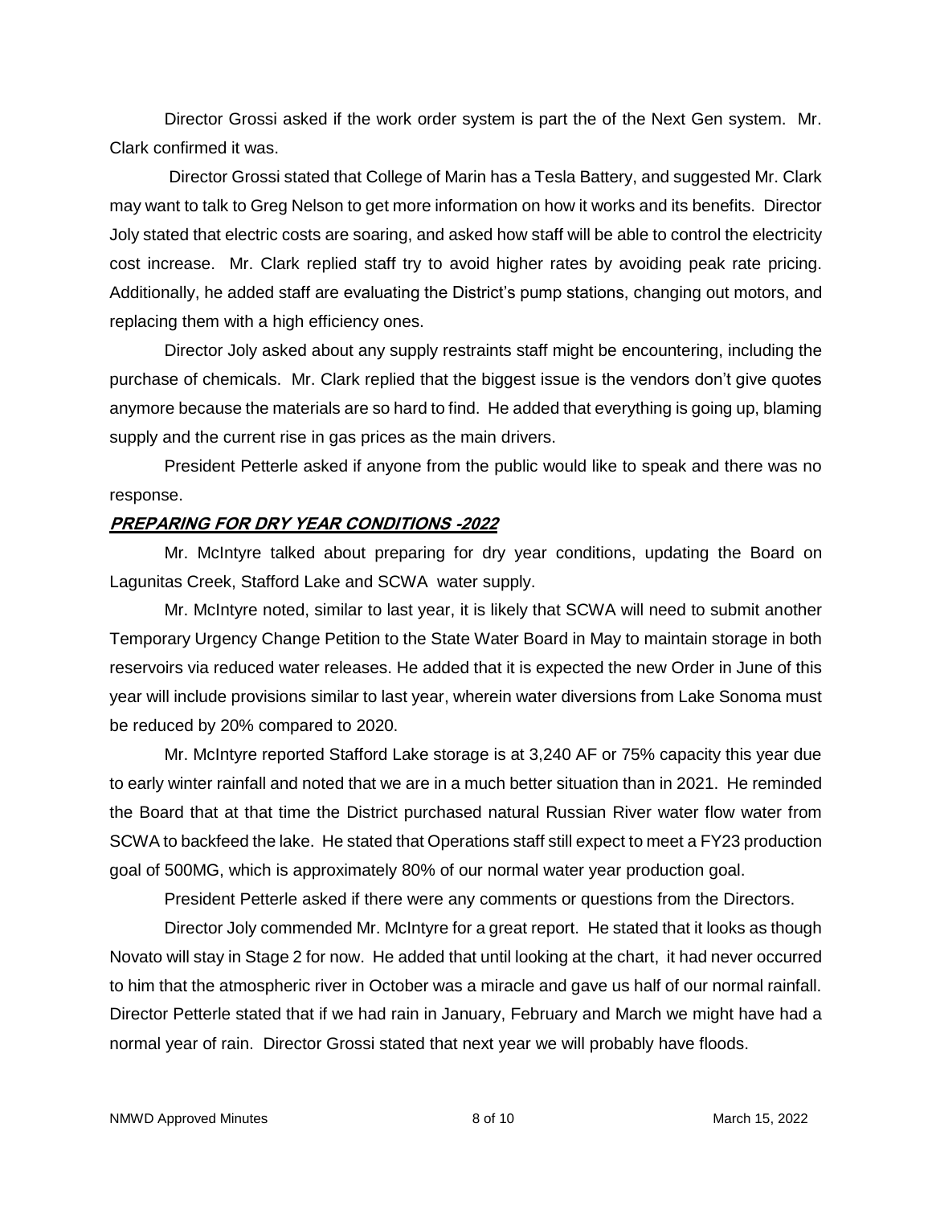Director Grossi asked if the work order system is part the of the Next Gen system. Mr. Clark confirmed it was.

Director Grossi stated that College of Marin has a Tesla Battery, and suggested Mr. Clark may want to talk to Greg Nelson to get more information on how it works and its benefits. Director Joly stated that electric costs are soaring, and asked how staff will be able to control the electricity cost increase. Mr. Clark replied staff try to avoid higher rates by avoiding peak rate pricing. Additionally, he added staff are evaluating the District's pump stations, changing out motors, and replacing them with a high efficiency ones.

Director Joly asked about any supply restraints staff might be encountering, including the purchase of chemicals. Mr. Clark replied that the biggest issue is the vendors don't give quotes anymore because the materials are so hard to find. He added that everything is going up, blaming supply and the current rise in gas prices as the main drivers.

President Petterle asked if anyone from the public would like to speak and there was no response.

**_PREPARING FOR DRY YEAR CONDITIONS -2022_**

Mr. McIntyre talked about preparing for dry year conditions, updating the Board on Lagunitas Creek, Stafford Lake and SCWA water supply.

Mr. McIntyre noted, similar to last year, it is likely that SCWA will need to submit another Temporary Urgency Change Petition to the State Water Board in May to maintain storage in both reservoirs via reduced water releases. He added that it is expected the new Order in June of this year will include provisions similar to last year, wherein water diversions from Lake Sonoma must be reduced by 20% compared to 2020.

Mr. McIntyre reported Stafford Lake storage is at 3,240 AF or 75% capacity this year due to early winter rainfall and noted that we are in a much better situation than in 2021. He reminded the Board that at that time the District purchased natural Russian River water flow water from SCWA to backfeed the lake. He stated that Operations staff still expect to meet a FY23 production goal of 500MG, which is approximately 80% of our normal water year production goal.

President Petterle asked if there were any comments or questions from the Directors.

Director Joly commended Mr. McIntyre for a great report. He stated that it looks as though Novato will stay in Stage 2 for now. He added that until looking at the chart, it had never occurred to him that the atmospheric river in October was a miracle and gave us half of our normal rainfall. Director Petterle stated that if we had rain in January, February and March we might have had a normal year of rain. Director Grossi stated that next year we will probably have floods.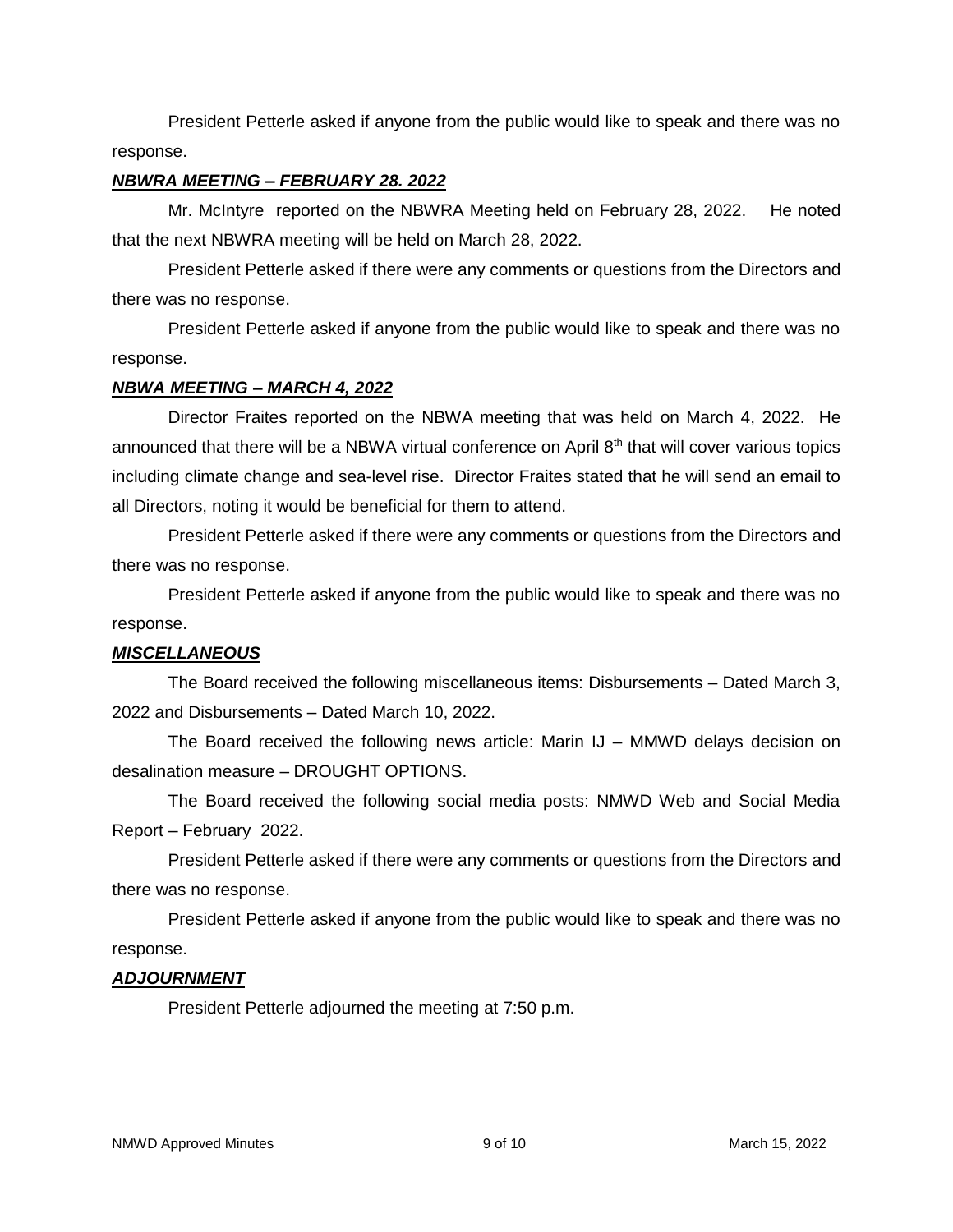President Petterle asked if anyone from the public would like to speak and there was no response.

***NBWRA MEETING – FEBRUARY 28. 2022***

Mr. McIntyre reported on the NBWRA Meeting held on February 28, 2022. He noted that the next NBWRA meeting will be held on March 28, 2022.

President Petterle asked if there were any comments or questions from the Directors and there was no response.

President Petterle asked if anyone from the public would like to speak and there was no response.

***NBWA MEETING – MARCH 4, 2022***

Director Fraites reported on the NBWA meeting that was held on March 4, 2022. He announced that there will be a NBWA virtual conference on April 8th that will cover various topics including climate change and sea-level rise. Director Fraites stated that he will send an email to all Directors, noting it would be beneficial for them to attend.

President Petterle asked if there were any comments or questions from the Directors and there was no response.

President Petterle asked if anyone from the public would like to speak and there was no response.

***MISCELLANEOUS***

The Board received the following miscellaneous items: Disbursements – Dated March 3, 2022 and Disbursements – Dated March 10, 2022.

The Board received the following news article: Marin IJ – MMWD delays decision on desalination measure – DROUGHT OPTIONS.

The Board received the following social media posts: NMWD Web and Social Media Report – February 2022.

President Petterle asked if there were any comments or questions from the Directors and there was no response.

President Petterle asked if anyone from the public would like to speak and there was no response.

***ADJOURNMENT***

President Petterle adjourned the meeting at 7:50 p.m.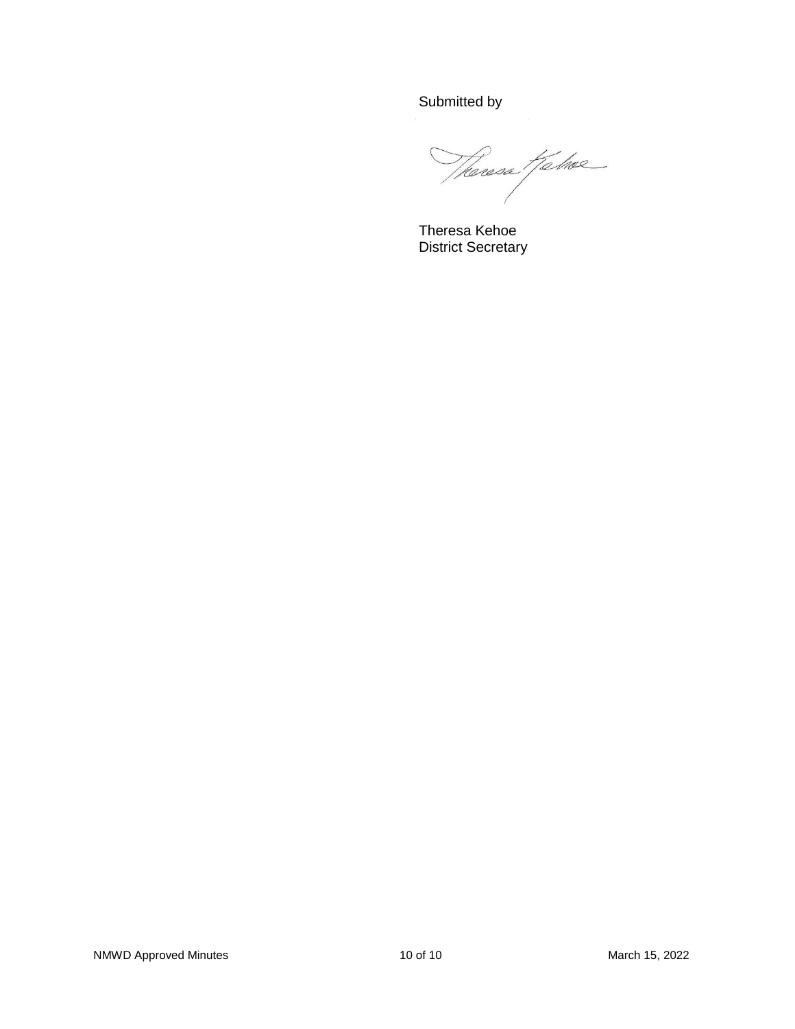Submitted by

Theresa Kehoe
District Secretary